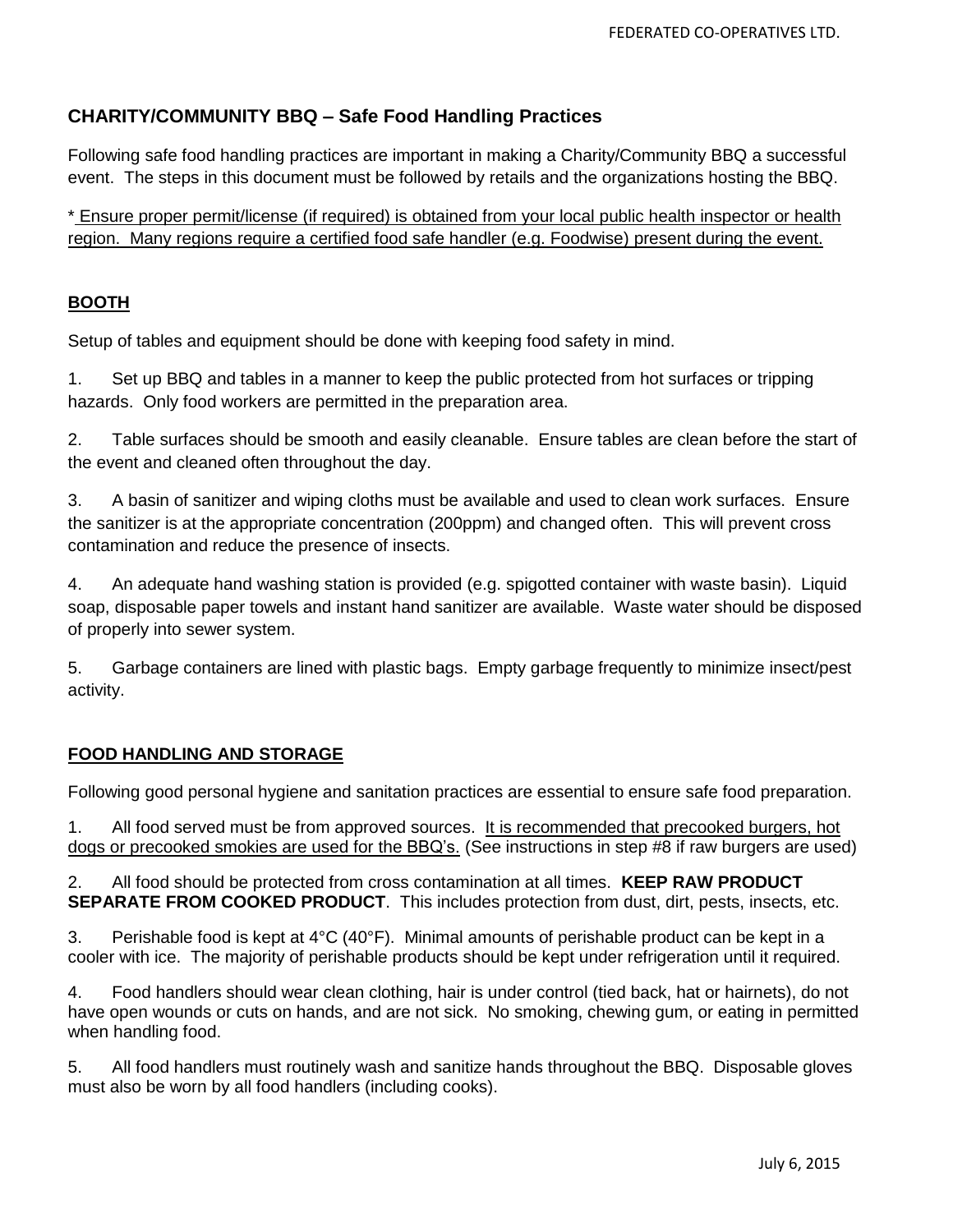## CHARITY/COMMUNITY BBQ – Safe Food Handling Practices

Following safe food handling practices are important in making a Charity/Community BBQ a successful event. The steps in this document must be followed by retails and the organizations hosting the BBQ.

* Ensure proper permit/license (if required) is obtained from your local public health inspector or health region. Many regions require a certified food safe handler (e.g. Foodwise) present during the event.

### BOOTH

Setup of tables and equipment should be done with keeping food safety in mind.

1. Set up BBQ and tables in a manner to keep the public protected from hot surfaces or tripping hazards. Only food workers are permitted in the preparation area.

2. Table surfaces should be smooth and easily cleanable. Ensure tables are clean before the start of the event and cleaned often throughout the day.

3. A basin of sanitizer and wiping cloths must be available and used to clean work surfaces. Ensure the sanitizer is at the appropriate concentration (200ppm) and changed often. This will prevent cross contamination and reduce the presence of insects.

4. An adequate hand washing station is provided (e.g. spigotted container with waste basin). Liquid soap, disposable paper towels and instant hand sanitizer are available. Waste water should be disposed of properly into sewer system.

5. Garbage containers are lined with plastic bags. Empty garbage frequently to minimize insect/pest activity.

### FOOD HANDLING AND STORAGE

Following good personal hygiene and sanitation practices are essential to ensure safe food preparation.

1. All food served must be from approved sources. It is recommended that precooked burgers, hot dogs or precooked smokies are used for the BBQ's. (See instructions in step #8 if raw burgers are used)

2. All food should be protected from cross contamination at all times. **KEEP RAW PRODUCT SEPARATE FROM COOKED PRODUCT**. This includes protection from dust, dirt, pests, insects, etc.

3. Perishable food is kept at 4°C (40°F). Minimal amounts of perishable product can be kept in a cooler with ice. The majority of perishable products should be kept under refrigeration until it required.

4. Food handlers should wear clean clothing, hair is under control (tied back, hat or hairnets), do not have open wounds or cuts on hands, and are not sick. No smoking, chewing gum, or eating in permitted when handling food.

5. All food handlers must routinely wash and sanitize hands throughout the BBQ. Disposable gloves must also be worn by all food handlers (including cooks).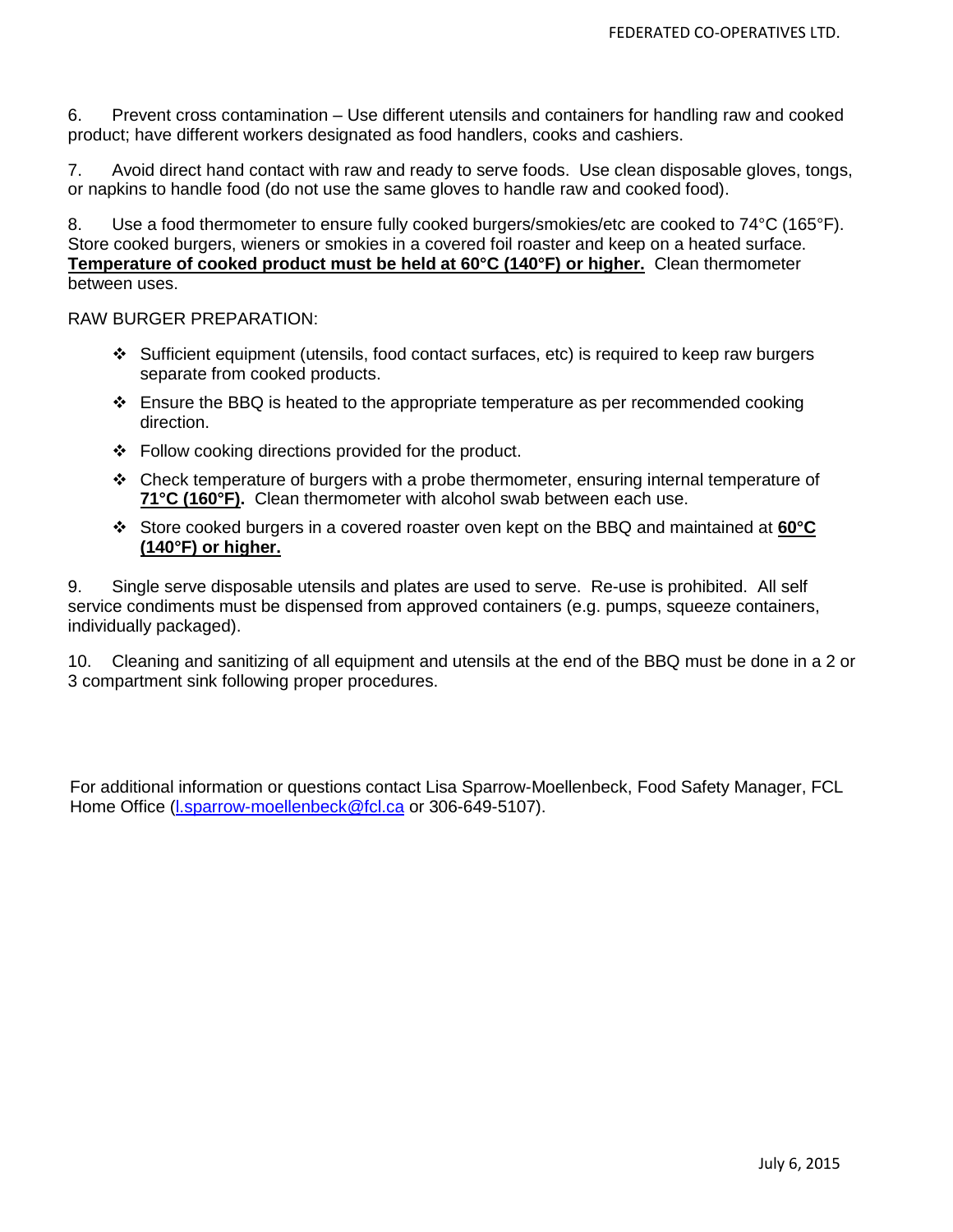6. Prevent cross contamination – Use different utensils and containers for handling raw and cooked product; have different workers designated as food handlers, cooks and cashiers.

7. Avoid direct hand contact with raw and ready to serve foods. Use clean disposable gloves, tongs, or napkins to handle food (do not use the same gloves to handle raw and cooked food).

8. Use a food thermometer to ensure fully cooked burgers/smokies/etc are cooked to 74°C (165°F). Store cooked burgers, wieners or smokies in a covered foil roaster and keep on a heated surface. **Temperature of cooked product must be held at 60°C (140°F) or higher.** Clean thermometer between uses.

RAW BURGER PREPARATION:

- Sufficient equipment (utensils, food contact surfaces, etc) is required to keep raw burgers separate from cooked products.
- Ensure the BBQ is heated to the appropriate temperature as per recommended cooking direction.
- Follow cooking directions provided for the product.
- Check temperature of burgers with a probe thermometer, ensuring internal temperature of **71°C (160°F).** Clean thermometer with alcohol swab between each use.
- Store cooked burgers in a covered roaster oven kept on the BBQ and maintained at **60°C (140°F) or higher.**

9. Single serve disposable utensils and plates are used to serve. Re-use is prohibited. All self service condiments must be dispensed from approved containers (e.g. pumps, squeeze containers, individually packaged).

10. Cleaning and sanitizing of all equipment and utensils at the end of the BBQ must be done in a 2 or 3 compartment sink following proper procedures.

For additional information or questions contact Lisa Sparrow-Moellenbeck, Food Safety Manager, FCL Home Office (l.sparrow-moellenbeck@fcl.ca or 306-649-5107).

July 6, 2015